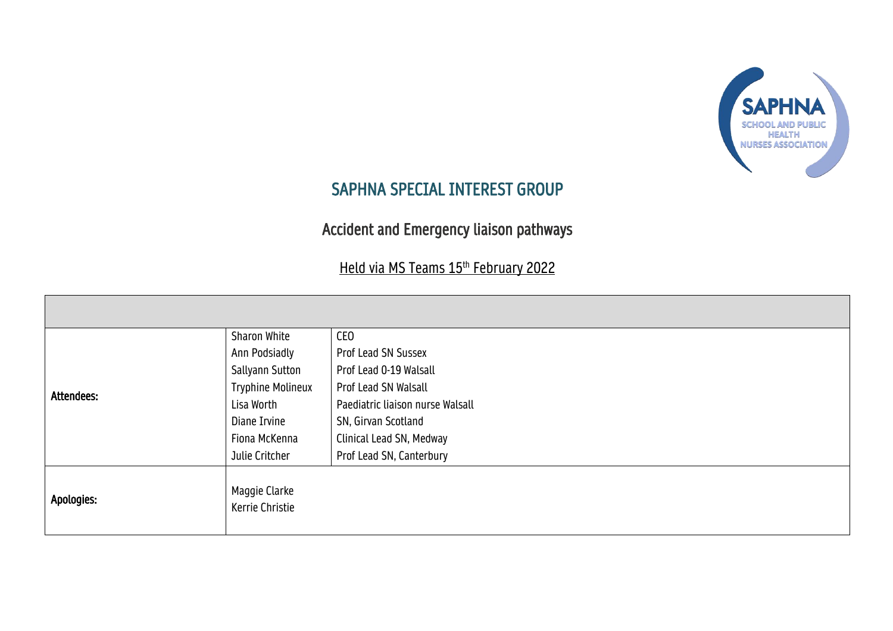# SAPHNA SPECIAL INTEREST GROUP

## Accident and Emergency liaison pathways

Held via MS Teams 15th February 2022

| | | |
|---|---|---|
| **Attendees:** | Sharon White | CEO |
| | Ann Podsiadly | Prof Lead SN Sussex |
| | Sallyann Sutton | Prof Lead 0-19 Walsall |
| | Tryphine Molineux | Prof Lead SN Walsall |
| | Lisa Worth | Paediatric liaison nurse Walsall |
| | Diane Irvine | SN, Girvan Scotland |
| | Fiona McKenna | Clinical Lead SN, Medway |
| | Julie Critcher | Prof Lead SN, Canterbury |
| **Apologies:** | Maggie Clarke<br>Kerrie Christie | |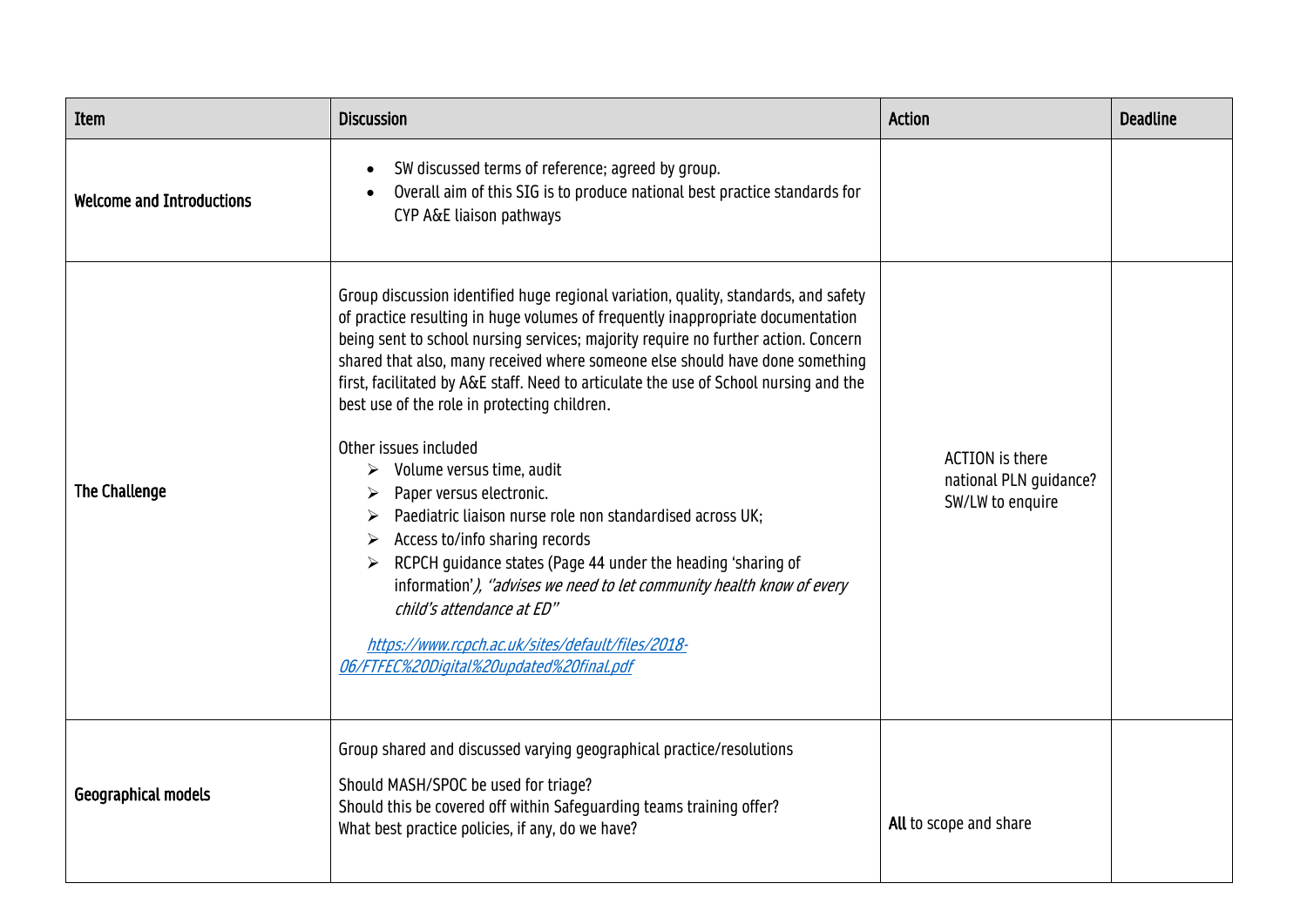| Item | Discussion | Action | Deadline |
|---|---|---|---|
| **Welcome and Introductions** | • SW discussed terms of reference; agreed by group.<br>• Overall aim of this SIG is to produce national best practice standards for CYP A&E liaison pathways | | |
| **The Challenge** | Group discussion identified huge regional variation, quality, standards, and safety of practice resulting in huge volumes of frequently inappropriate documentation being sent to school nursing services; majority require no further action. Concern shared that also, many received where someone else should have done something first, facilitated by A&E staff. Need to articulate the use of School nursing and the best use of the role in protecting children.<br><br>Other issues included<br>➢ Volume versus time, audit<br>➢ Paper versus electronic.<br>➢ Paediatric liaison nurse role non standardised across UK;<br>➢ Access to/info sharing records<br>➢ RCPCH guidance states (Page 44 under the heading 'sharing of information'*), "advises we need to let community health know of every child's attendance at ED"*<br><br>*https://www.rcpch.ac.uk/sites/default/files/2018-06/FTFEC%20Digital%20updated%20final.pdf* | ACTION is there national PLN guidance? SW/LW to enquire | |
| **Geographical models** | Group shared and discussed varying geographical practice/resolutions<br><br>Should MASH/SPOC be used for triage?<br>Should this be covered off within Safeguarding teams training offer?<br>What best practice policies, if any, do we have? | **All** to scope and share | |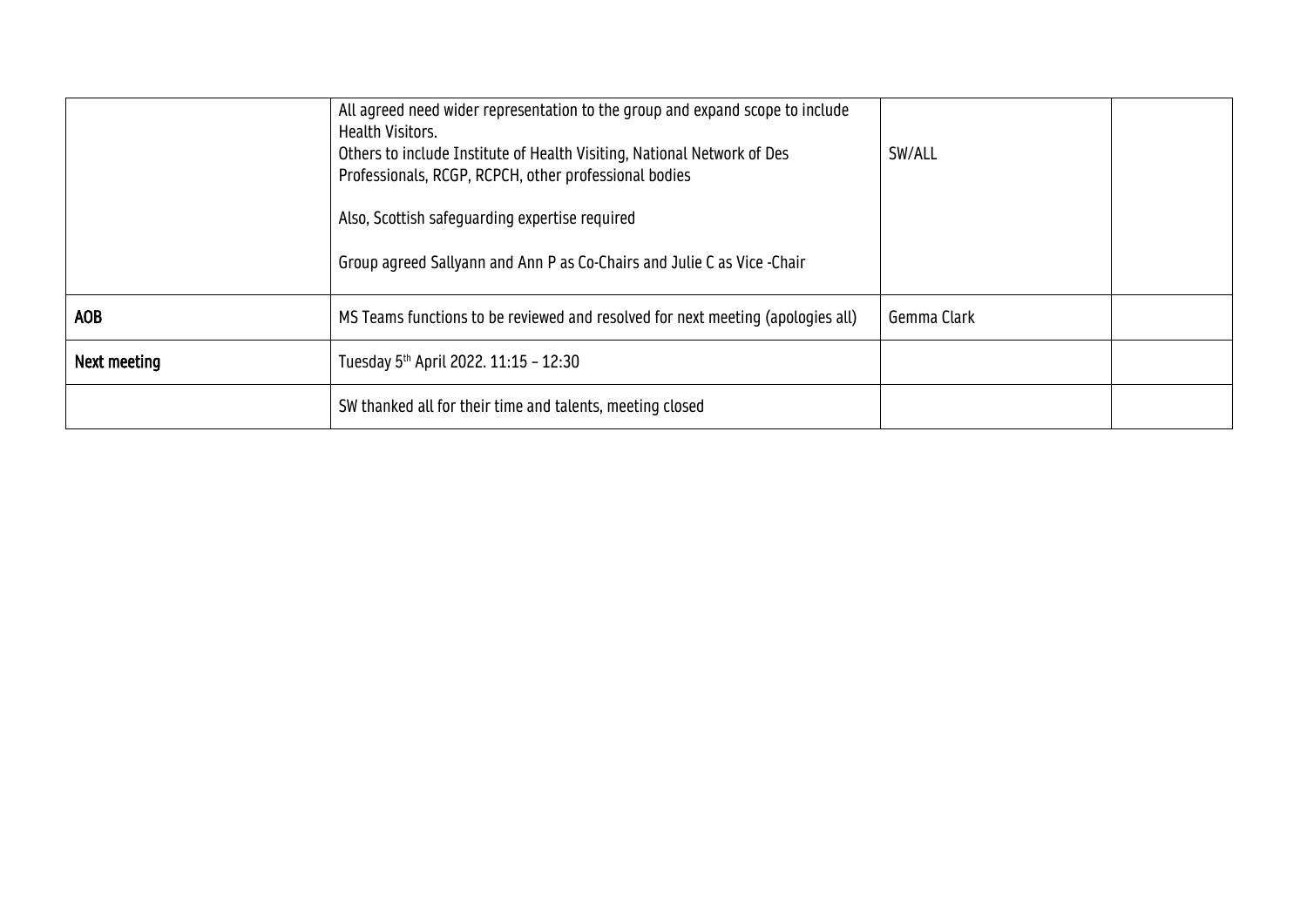| | | | |
|---|---|---|---|
| | All agreed need wider representation to the group and expand scope to include Health Visitors.<br>Others to include Institute of Health Visiting, National Network of Des Professionals, RCGP, RCPCH, other professional bodies<br><br>Also, Scottish safeguarding expertise required<br><br>Group agreed Sallyann and Ann P as Co-Chairs and Julie C as Vice -Chair | SW/ALL | |
| **AOB** | MS Teams functions to be reviewed and resolved for next meeting (apologies all) | Gemma Clark | |
| **Next meeting** | Tuesday 5th April 2022. 11:15 – 12:30 | | |
| | SW thanked all for their time and talents, meeting closed | | |